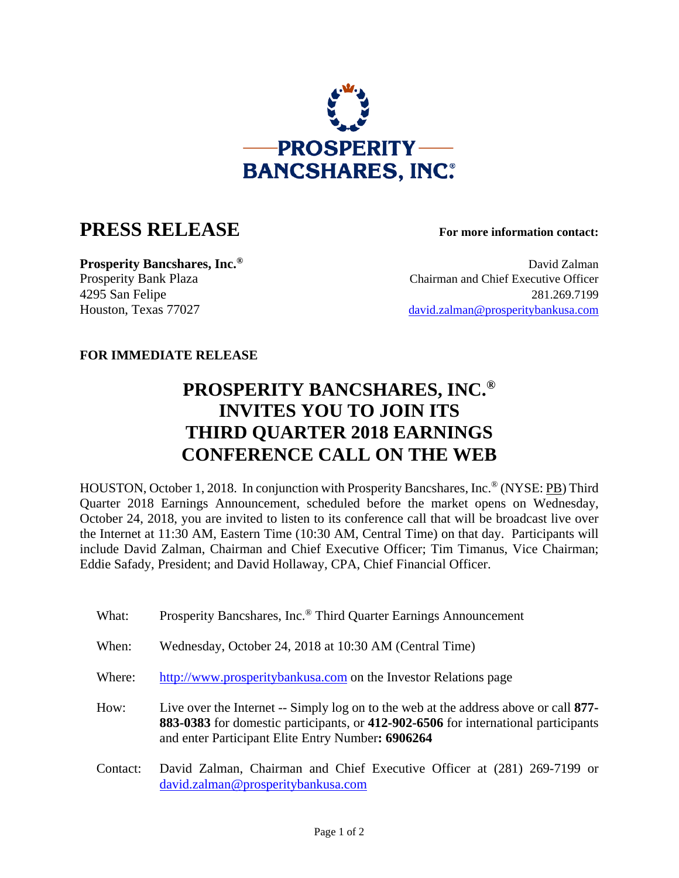PROSPERITY BANCSHARES, INC.®

# PRESS RELEASE

**For more information contact:**

**Prosperity Bancshares, Inc.®**
Prosperity Bank Plaza
4295 San Felipe
Houston, Texas 77027

David Zalman
Chairman and Chief Executive Officer
281.269.7199
david.zalman@prosperitybankusa.com

**FOR IMMEDIATE RELEASE**

## PROSPERITY BANCSHARES, INC.® INVITES YOU TO JOIN ITS THIRD QUARTER 2018 EARNINGS CONFERENCE CALL ON THE WEB

HOUSTON, October 1, 2018. In conjunction with Prosperity Bancshares, Inc.® (NYSE: PB) Third Quarter 2018 Earnings Announcement, scheduled before the market opens on Wednesday, October 24, 2018, you are invited to listen to its conference call that will be broadcast live over the Internet at 11:30 AM, Eastern Time (10:30 AM, Central Time) on that day. Participants will include David Zalman, Chairman and Chief Executive Officer; Tim Timanus, Vice Chairman; Eddie Safady, President; and David Hollaway, CPA, Chief Financial Officer.

What: Prosperity Bancshares, Inc.® Third Quarter Earnings Announcement

When: Wednesday, October 24, 2018 at 10:30 AM (Central Time)

Where: http://www.prosperitybankusa.com on the Investor Relations page

How: Live over the Internet -- Simply log on to the web at the address above or call **877-883-0383** for domestic participants, or **412-902-6506** for international participants and enter Participant Elite Entry Number**: 6906264**

Contact: David Zalman, Chairman and Chief Executive Officer at (281) 269-7199 or david.zalman@prosperitybankusa.com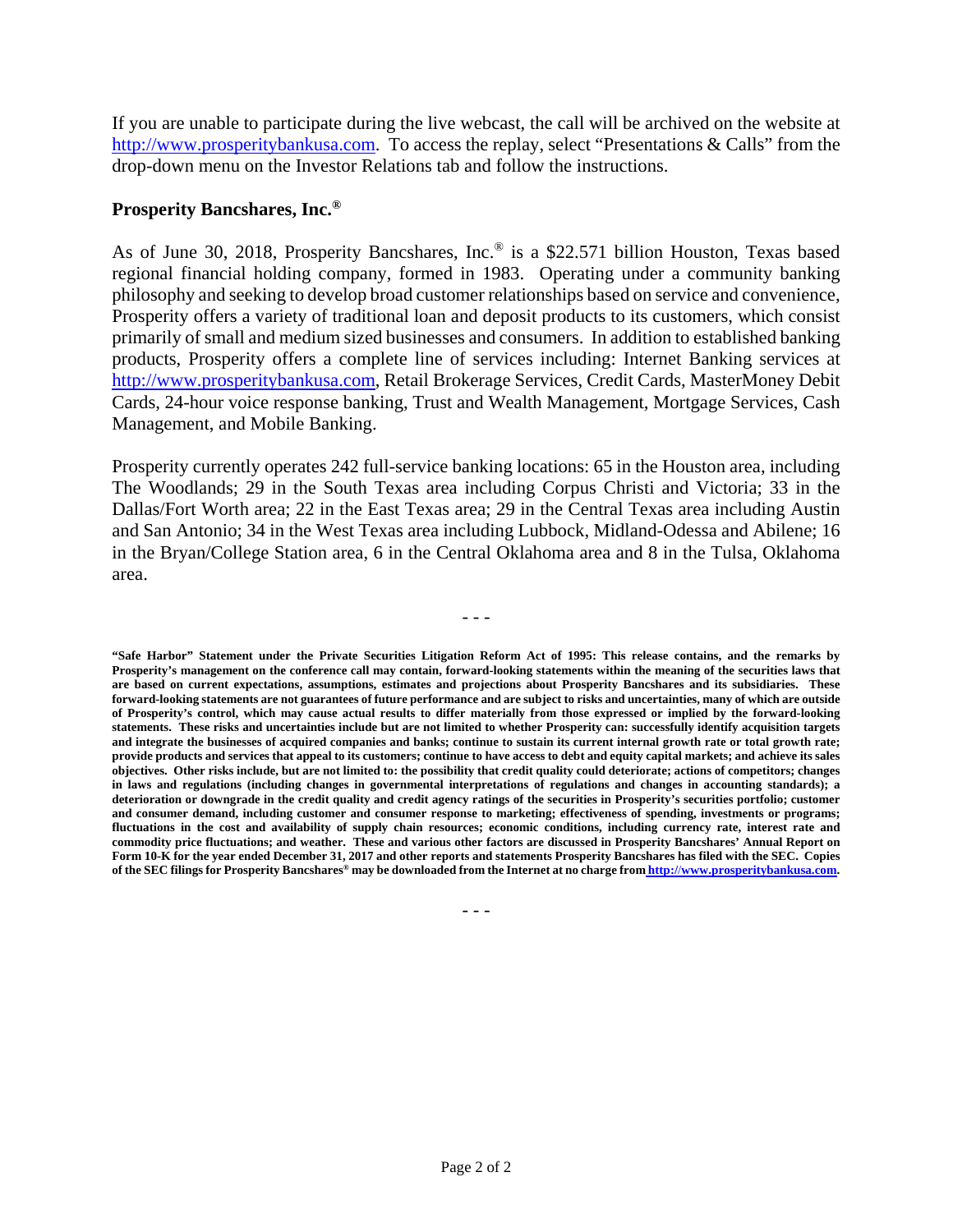If you are unable to participate during the live webcast, the call will be archived on the website at http://www.prosperitybankusa.com. To access the replay, select "Presentations & Calls" from the drop-down menu on the Investor Relations tab and follow the instructions.

## Prosperity Bancshares, Inc.®

As of June 30, 2018, Prosperity Bancshares, Inc.® is a $22.571 billion Houston, Texas based regional financial holding company, formed in 1983. Operating under a community banking philosophy and seeking to develop broad customer relationships based on service and convenience, Prosperity offers a variety of traditional loan and deposit products to its customers, which consist primarily of small and medium sized businesses and consumers. In addition to established banking products, Prosperity offers a complete line of services including: Internet Banking services at http://www.prosperitybankusa.com, Retail Brokerage Services, Credit Cards, MasterMoney Debit Cards, 24-hour voice response banking, Trust and Wealth Management, Mortgage Services, Cash Management, and Mobile Banking.

Prosperity currently operates 242 full-service banking locations: 65 in the Houston area, including The Woodlands; 29 in the South Texas area including Corpus Christi and Victoria; 33 in the Dallas/Fort Worth area; 22 in the East Texas area; 29 in the Central Texas area including Austin and San Antonio; 34 in the West Texas area including Lubbock, Midland-Odessa and Abilene; 16 in the Bryan/College Station area, 6 in the Central Oklahoma area and 8 in the Tulsa, Oklahoma area.

\- - -

**"Safe Harbor" Statement under the Private Securities Litigation Reform Act of 1995: This release contains, and the remarks by Prosperity's management on the conference call may contain, forward-looking statements within the meaning of the securities laws that are based on current expectations, assumptions, estimates and projections about Prosperity Bancshares and its subsidiaries. These forward-looking statements are not guarantees of future performance and are subject to risks and uncertainties, many of which are outside of Prosperity's control, which may cause actual results to differ materially from those expressed or implied by the forward-looking statements. These risks and uncertainties include but are not limited to whether Prosperity can: successfully identify acquisition targets and integrate the businesses of acquired companies and banks; continue to sustain its current internal growth rate or total growth rate; provide products and services that appeal to its customers; continue to have access to debt and equity capital markets; and achieve its sales objectives. Other risks include, but are not limited to: the possibility that credit quality could deteriorate; actions of competitors; changes in laws and regulations (including changes in governmental interpretations of regulations and changes in accounting standards); a deterioration or downgrade in the credit quality and credit agency ratings of the securities in Prosperity's securities portfolio; customer and consumer demand, including customer and consumer response to marketing; effectiveness of spending, investments or programs; fluctuations in the cost and availability of supply chain resources; economic conditions, including currency rate, interest rate and commodity price fluctuations; and weather. These and various other factors are discussed in Prosperity Bancshares' Annual Report on Form 10-K for the year ended December 31, 2017 and other reports and statements Prosperity Bancshares has filed with the SEC. Copies of the SEC filings for Prosperity Bancshares® may be downloaded from the Internet at no charge from http://www.prosperitybankusa.com.**

\- - -